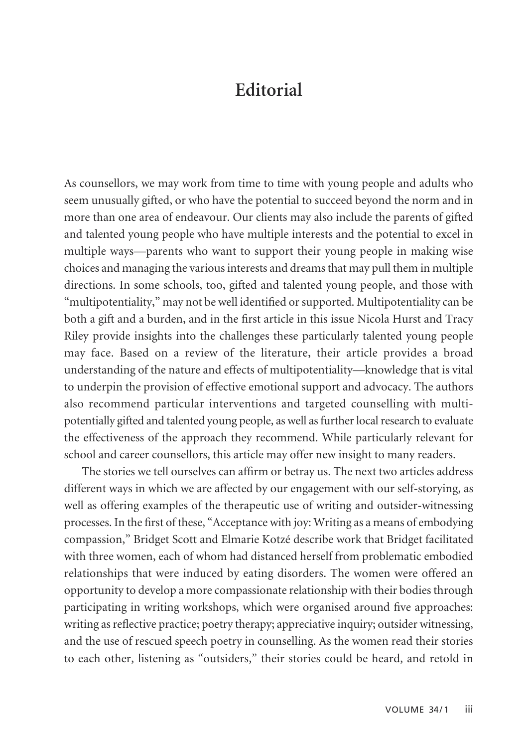# Editorial

As counsellors, we may work from time to time with young people and adults who seem unusually gifted, or who have the potential to succeed beyond the norm and in more than one area of endeavour. Our clients may also include the parents of gifted and talented young people who have multiple interests and the potential to excel in multiple ways—parents who want to support their young people in making wise choices and managing the various interests and dreams that may pull them in multiple directions. In some schools, too, gifted and talented young people, and those with "multipotentiality," may not be well identified or supported. Multipotentiality can be both a gift and a burden, and in the first article in this issue Nicola Hurst and Tracy Riley provide insights into the challenges these particularly talented young people may face. Based on a review of the literature, their article provides a broad understanding of the nature and effects of multipotentiality—knowledge that is vital to underpin the provision of effective emotional support and advocacy. The authors also recommend particular interventions and targeted counselling with multi-potentially gifted and talented young people, as well as further local research to evaluate the effectiveness of the approach they recommend. While particularly relevant for school and career counsellors, this article may offer new insight to many readers.

The stories we tell ourselves can affirm or betray us. The next two articles address different ways in which we are affected by our engagement with our self-storying, as well as offering examples of the therapeutic use of writing and outsider-witnessing processes. In the first of these, "Acceptance with joy: Writing as a means of embodying compassion," Bridget Scott and Elmarie Kotzé describe work that Bridget facilitated with three women, each of whom had distanced herself from problematic embodied relationships that were induced by eating disorders. The women were offered an opportunity to develop a more compassionate relationship with their bodies through participating in writing workshops, which were organised around five approaches: writing as reflective practice; poetry therapy; appreciative inquiry; outsider witnessing, and the use of rescued speech poetry in counselling. As the women read their stories to each other, listening as "outsiders," their stories could be heard, and retold in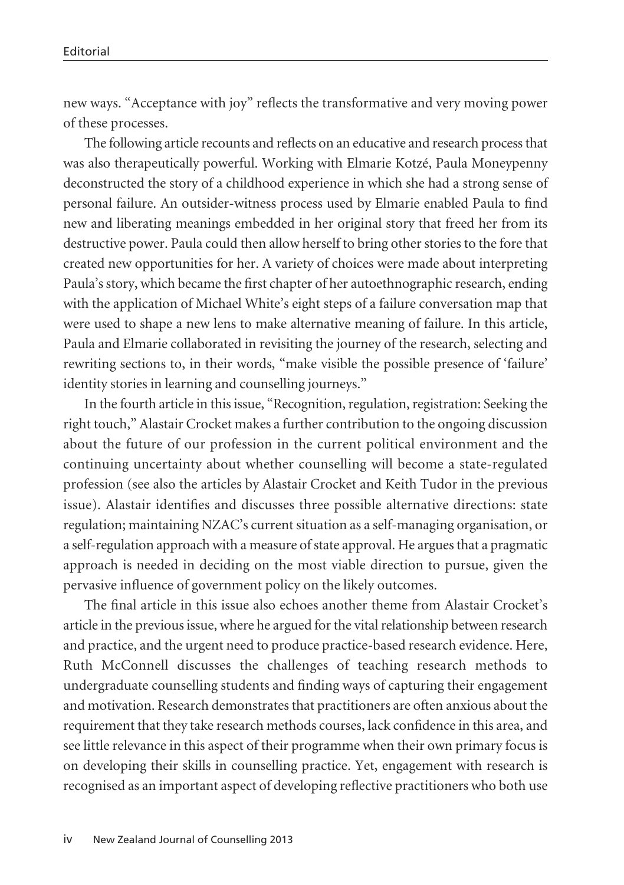new ways. "Acceptance with joy" reflects the transformative and very moving power of these processes.

The following article recounts and reflects on an educative and research process that was also therapeutically powerful. Working with Elmarie Kotzé, Paula Moneypenny deconstructed the story of a childhood experience in which she had a strong sense of personal failure. An outsider-witness process used by Elmarie enabled Paula to find new and liberating meanings embedded in her original story that freed her from its destructive power. Paula could then allow herself to bring other stories to the fore that created new opportunities for her. A variety of choices were made about interpreting Paula's story, which became the first chapter of her autoethnographic research, ending with the application of Michael White's eight steps of a failure conversation map that were used to shape a new lens to make alternative meaning of failure. In this article, Paula and Elmarie collaborated in revisiting the journey of the research, selecting and rewriting sections to, in their words, "make visible the possible presence of 'failure' identity stories in learning and counselling journeys."

In the fourth article in this issue, "Recognition, regulation, registration: Seeking the right touch," Alastair Crocket makes a further contribution to the ongoing discussion about the future of our profession in the current political environment and the continuing uncertainty about whether counselling will become a state-regulated profession (see also the articles by Alastair Crocket and Keith Tudor in the previous issue). Alastair identifies and discusses three possible alternative directions: state regulation; maintaining NZAC's current situation as a self-managing organisation, or a self-regulation approach with a measure of state approval. He argues that a pragmatic approach is needed in deciding on the most viable direction to pursue, given the pervasive influence of government policy on the likely outcomes.

The final article in this issue also echoes another theme from Alastair Crocket's article in the previous issue, where he argued for the vital relationship between research and practice, and the urgent need to produce practice-based research evidence. Here, Ruth McConnell discusses the challenges of teaching research methods to undergraduate counselling students and finding ways of capturing their engagement and motivation. Research demonstrates that practitioners are often anxious about the requirement that they take research methods courses, lack confidence in this area, and see little relevance in this aspect of their programme when their own primary focus is on developing their skills in counselling practice. Yet, engagement with research is recognised as an important aspect of developing reflective practitioners who both use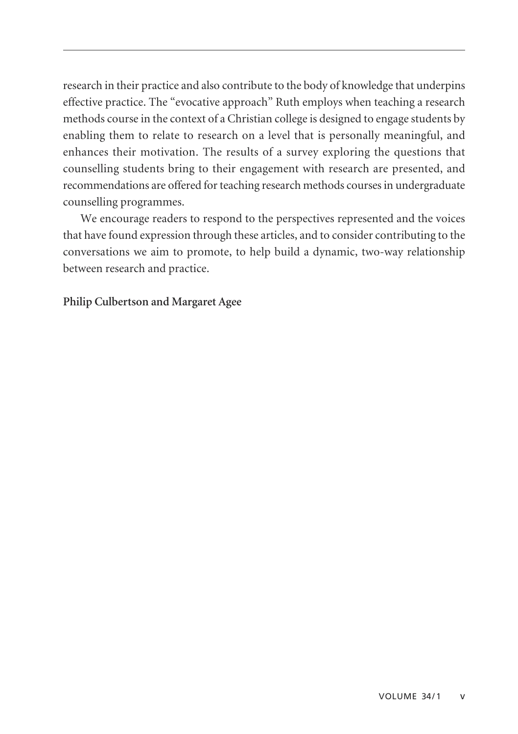research in their practice and also contribute to the body of knowledge that underpins effective practice. The "evocative approach" Ruth employs when teaching a research methods course in the context of a Christian college is designed to engage students by enabling them to relate to research on a level that is personally meaningful, and enhances their motivation. The results of a survey exploring the questions that counselling students bring to their engagement with research are presented, and recommendations are offered for teaching research methods courses in undergraduate counselling programmes.

We encourage readers to respond to the perspectives represented and the voices that have found expression through these articles, and to consider contributing to the conversations we aim to promote, to help build a dynamic, two-way relationship between research and practice.

**Philip Culbertson and Margaret Agee**